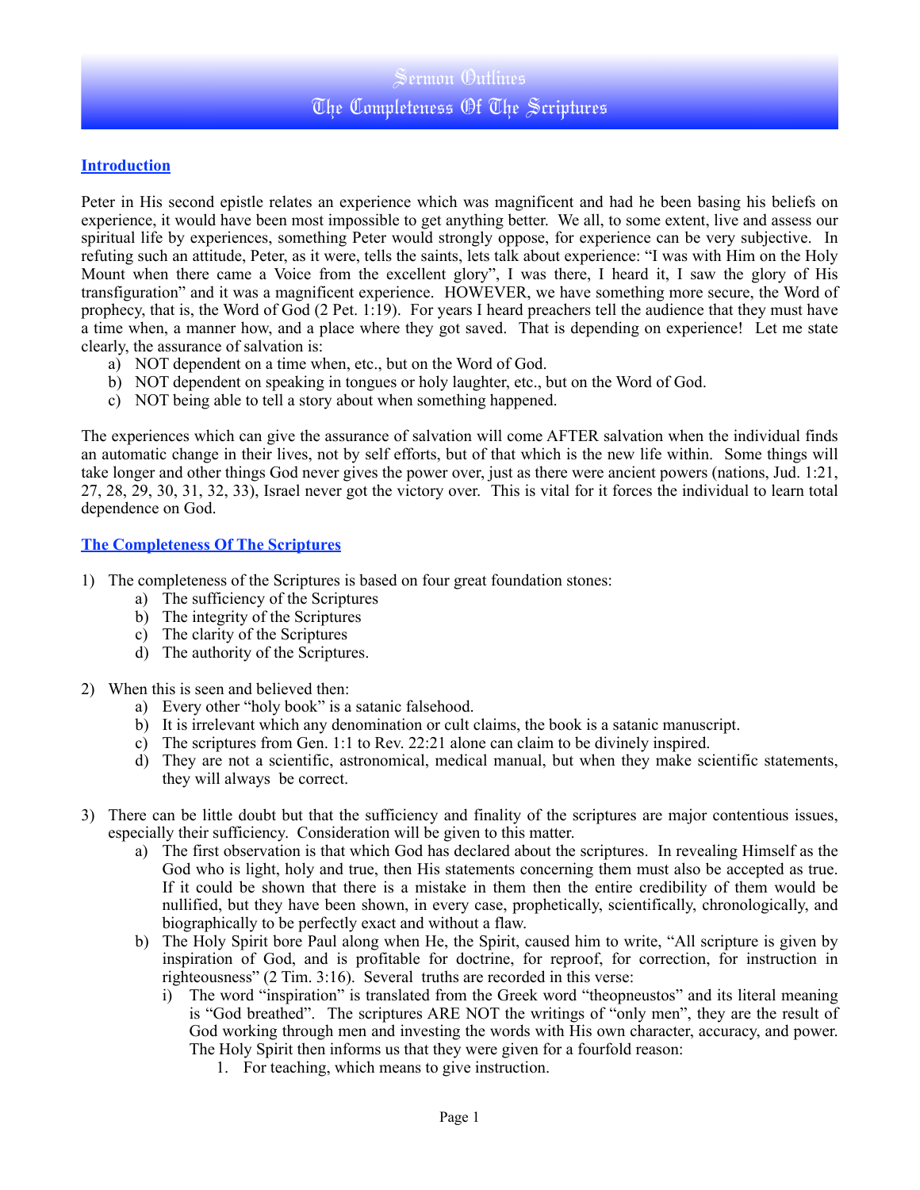# Sermon Outlines
# The Completeness Of The Scriptures

## Introduction

Peter in His second epistle relates an experience which was magnificent and had he been basing his beliefs on experience, it would have been most impossible to get anything better. We all, to some extent, live and assess our spiritual life by experiences, something Peter would strongly oppose, for experience can be very subjective. In refuting such an attitude, Peter, as it were, tells the saints, lets talk about experience: "I was with Him on the Holy Mount when there came a Voice from the excellent glory", I was there, I heard it, I saw the glory of His transfiguration" and it was a magnificent experience. HOWEVER, we have something more secure, the Word of prophecy, that is, the Word of God (2 Pet. 1:19). For years I heard preachers tell the audience that they must have a time when, a manner how, and a place where they got saved. That is depending on experience! Let me state clearly, the assurance of salvation is:

a) NOT dependent on a time when, etc., but on the Word of God.
b) NOT dependent on speaking in tongues or holy laughter, etc., but on the Word of God.
c) NOT being able to tell a story about when something happened.

The experiences which can give the assurance of salvation will come AFTER salvation when the individual finds an automatic change in their lives, not by self efforts, but of that which is the new life within. Some things will take longer and other things God never gives the power over, just as there were ancient powers (nations, Jud. 1:21, 27, 28, 29, 30, 31, 32, 33), Israel never got the victory over. This is vital for it forces the individual to learn total dependence on God.

## The Completeness Of The Scriptures

1) The completeness of the Scriptures is based on four great foundation stones:
   a) The sufficiency of the Scriptures
   b) The integrity of the Scriptures
   c) The clarity of the Scriptures
   d) The authority of the Scriptures.

2) When this is seen and believed then:
   a) Every other "holy book" is a satanic falsehood.
   b) It is irrelevant which any denomination or cult claims, the book is a satanic manuscript.
   c) The scriptures from Gen. 1:1 to Rev. 22:21 alone can claim to be divinely inspired.
   d) They are not a scientific, astronomical, medical manual, but when they make scientific statements, they will always be correct.

3) There can be little doubt but that the sufficiency and finality of the scriptures are major contentious issues, especially their sufficiency. Consideration will be given to this matter.
   a) The first observation is that which God has declared about the scriptures. In revealing Himself as the God who is light, holy and true, then His statements concerning them must also be accepted as true. If it could be shown that there is a mistake in them then the entire credibility of them would be nullified, but they have been shown, in every case, prophetically, scientifically, chronologically, and biographically to be perfectly exact and without a flaw.
   b) The Holy Spirit bore Paul along when He, the Spirit, caused him to write, "All scripture is given by inspiration of God, and is profitable for doctrine, for reproof, for correction, for instruction in righteousness" (2 Tim. 3:16). Several truths are recorded in this verse:
      i) The word "inspiration" is translated from the Greek word "theopneustos" and its literal meaning is "God breathed". The scriptures ARE NOT the writings of "only men", they are the result of God working through men and investing the words with His own character, accuracy, and power. The Holy Spirit then informs us that they were given for a fourfold reason:
         1. For teaching, which means to give instruction.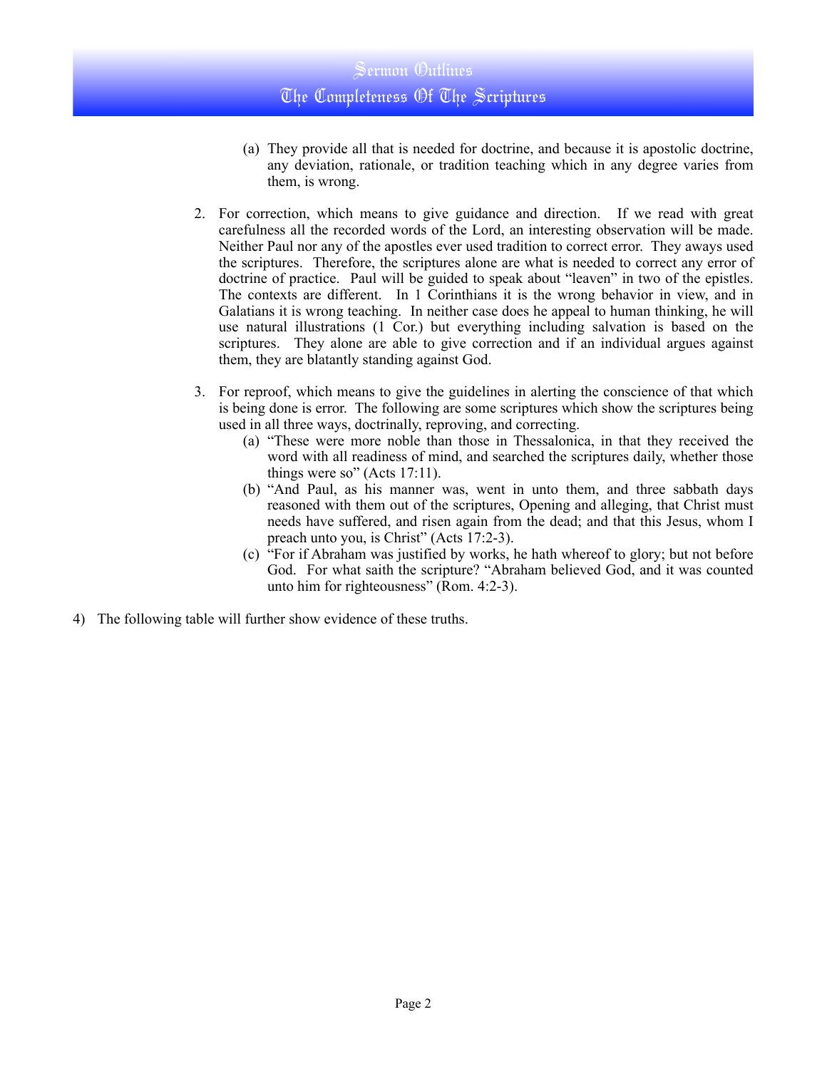(a) They provide all that is needed for doctrine, and because it is apostolic doctrine, any deviation, rationale, or tradition teaching which in any degree varies from them, is wrong.

2. For correction, which means to give guidance and direction. If we read with great carefulness all the recorded words of the Lord, an interesting observation will be made. Neither Paul nor any of the apostles ever used tradition to correct error. They aways used the scriptures. Therefore, the scriptures alone are what is needed to correct any error of doctrine of practice. Paul will be guided to speak about "leaven" in two of the epistles. The contexts are different. In 1 Corinthians it is the wrong behavior in view, and in Galatians it is wrong teaching. In neither case does he appeal to human thinking, he will use natural illustrations (1 Cor.) but everything including salvation is based on the scriptures. They alone are able to give correction and if an individual argues against them, they are blatantly standing against God.

3. For reproof, which means to give the guidelines in alerting the conscience of that which is being done is error. The following are some scriptures which show the scriptures being used in all three ways, doctrinally, reproving, and correcting.
   (a) "These were more noble than those in Thessalonica, in that they received the word with all readiness of mind, and searched the scriptures daily, whether those things were so" (Acts 17:11).
   (b) "And Paul, as his manner was, went in unto them, and three sabbath days reasoned with them out of the scriptures, Opening and alleging, that Christ must needs have suffered, and risen again from the dead; and that this Jesus, whom I preach unto you, is Christ" (Acts 17:2-3).
   (c) "For if Abraham was justified by works, he hath whereof to glory; but not before God. For what saith the scripture? "Abraham believed God, and it was counted unto him for righteousness" (Rom. 4:2-3).

4) The following table will further show evidence of these truths.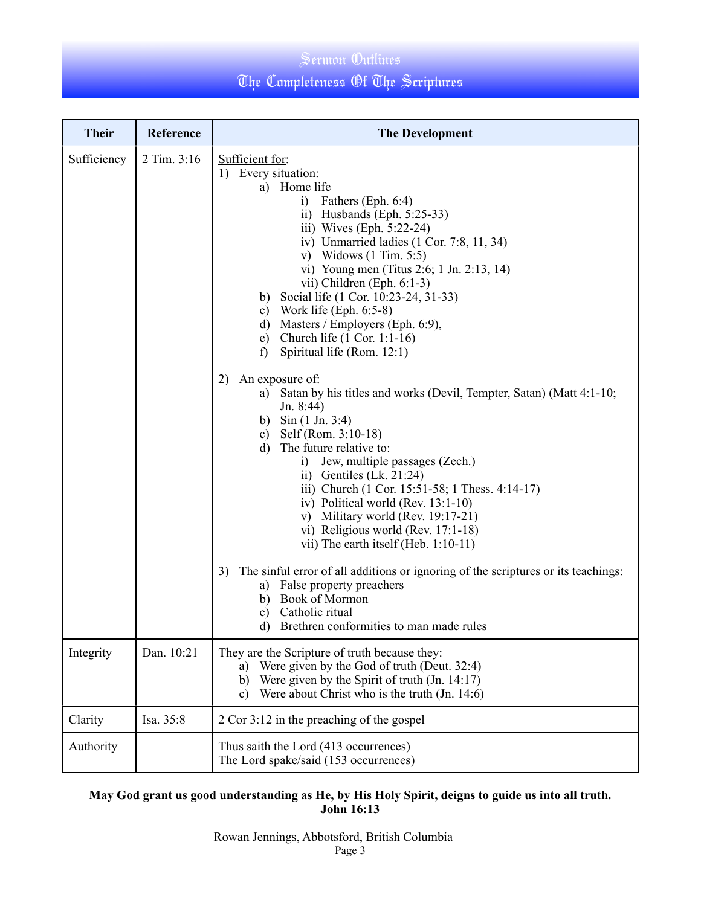# Sermon Outlines
## The Completeness Of The Scriptures

| Their | Reference | The Development |
|---|---|---|
| Sufficiency | 2 Tim. 3:16 | Sufficient for:<br>1) Every situation:<br>a) Home life<br>i) Fathers (Eph. 6:4)<br>ii) Husbands (Eph. 5:25-33)<br>iii) Wives (Eph. 5:22-24)<br>iv) Unmarried ladies (1 Cor. 7:8, 11, 34)<br>v) Widows (1 Tim. 5:5)<br>vi) Young men (Titus 2:6; 1 Jn. 2:13, 14)<br>vii) Children (Eph. 6:1-3)<br>b) Social life (1 Cor. 10:23-24, 31-33)<br>c) Work life (Eph. 6:5-8)<br>d) Masters / Employers (Eph. 6:9),<br>e) Church life (1 Cor. 1:1-16)<br>f) Spiritual life (Rom. 12:1)<br><br>2) An exposure of:<br>a) Satan by his titles and works (Devil, Tempter, Satan) (Matt 4:1-10; Jn. 8:44)<br>b) Sin (1 Jn. 3:4)<br>c) Self (Rom. 3:10-18)<br>d) The future relative to:<br>i) Jew, multiple passages (Zech.)<br>ii) Gentiles (Lk. 21:24)<br>iii) Church (1 Cor. 15:51-58; 1 Thess. 4:14-17)<br>iv) Political world (Rev. 13:1-10)<br>v) Military world (Rev. 19:17-21)<br>vi) Religious world (Rev. 17:1-18)<br>vii) The earth itself (Heb. 1:10-11)<br><br>3) The sinful error of all additions or ignoring of the scriptures or its teachings:<br>a) False property preachers<br>b) Book of Mormon<br>c) Catholic ritual<br>d) Brethren conformities to man made rules |
| Integrity | Dan. 10:21 | They are the Scripture of truth because they:<br>a) Were given by the God of truth (Deut. 32:4)<br>b) Were given by the Spirit of truth (Jn. 14:17)<br>c) Were about Christ who is the truth (Jn. 14:6) |
| Clarity | Isa. 35:8 | 2 Cor 3:12 in the preaching of the gospel |
| Authority | | Thus saith the Lord (413 occurrences)<br>The Lord spake/said (153 occurrences) |

**May God grant us good understanding as He, by His Holy Spirit, deigns to guide us into all truth. John 16:13**

Rowan Jennings, Abbotsford, British Columbia